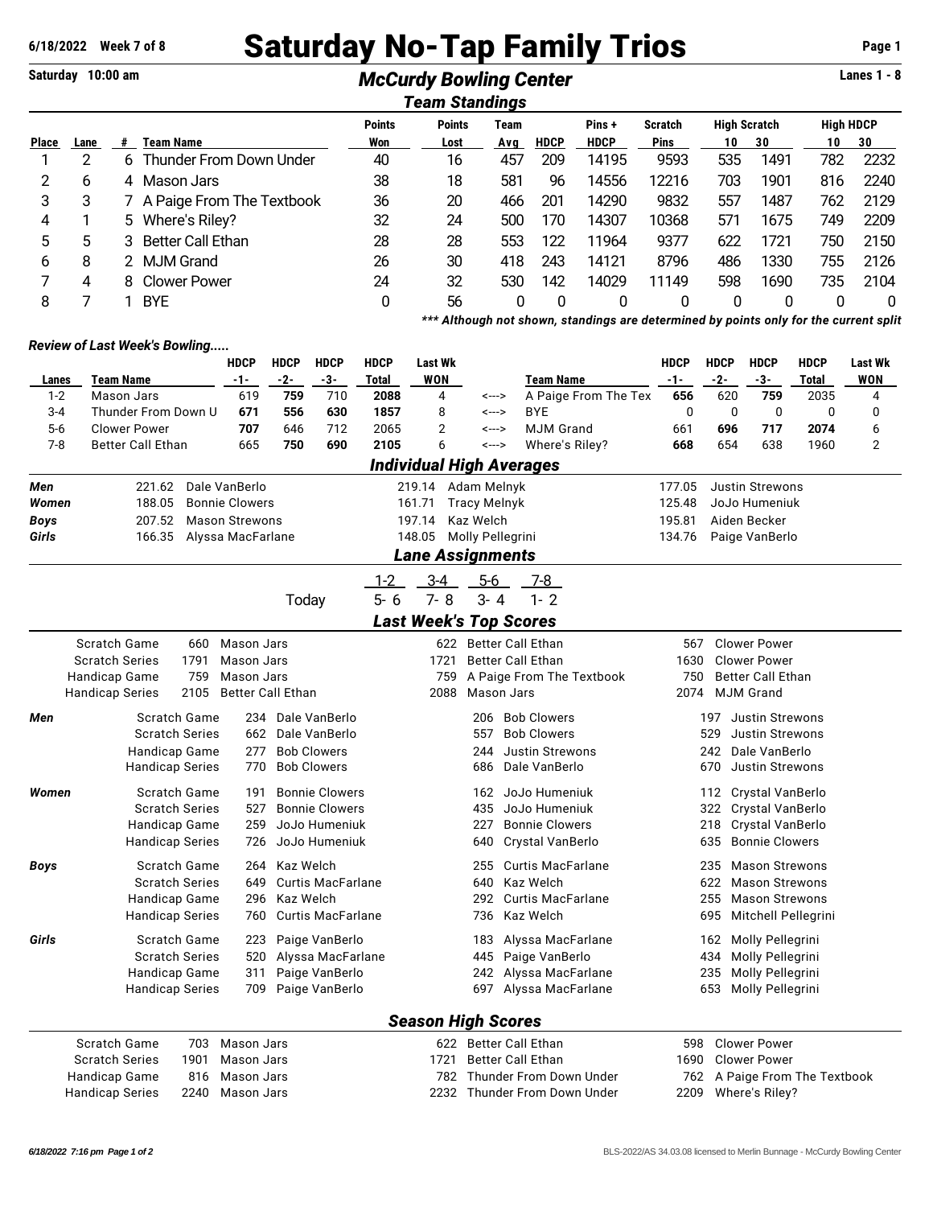# Saturday No-Tap Family Trios

6/18/2022 Week 7 of 8

Saturday 10:00 am

## McCurdy Bowling Center

Lanes 1 - 8

### Team Standings

| Place | Lane | # | Team Name | Points Won | Points Lost | Team Avg | HDCP | Pins + HDCP | Scratch Pins | High Scratch 10 | High Scratch 30 | High HDCP 10 | High HDCP 30 |
|---|---|---|---|---|---|---|---|---|---|---|---|---|---|
| 1 | 2 | 6 | Thunder From Down Under | 40 | 16 | 457 | 209 | 14195 | 9593 | 535 | 1491 | 782 | 2232 |
| 2 | 6 | 4 | Mason Jars | 38 | 18 | 581 | 96 | 14556 | 12216 | 703 | 1901 | 816 | 2240 |
| 3 | 3 | 7 | A Paige From The Textbook | 36 | 20 | 466 | 201 | 14290 | 9832 | 557 | 1487 | 762 | 2129 |
| 4 | 1 | 5 | Where's Riley? | 32 | 24 | 500 | 170 | 14307 | 10368 | 571 | 1675 | 749 | 2209 |
| 5 | 5 | 3 | Better Call Ethan | 28 | 28 | 553 | 122 | 11964 | 9377 | 622 | 1721 | 750 | 2150 |
| 6 | 8 | 2 | MJM Grand | 26 | 30 | 418 | 243 | 14121 | 8796 | 486 | 1330 | 755 | 2126 |
| 7 | 4 | 8 | Clower Power | 24 | 32 | 530 | 142 | 14029 | 11149 | 598 | 1690 | 735 | 2104 |
| 8 | 7 | 1 | BYE | 0 | 56 | 0 | 0 | 0 | 0 | 0 | 0 | 0 | 0 |

*** Although not shown, standings are determined by points only for the current split*

### Review of Last Week's Bowling.....

| Lanes | Team Name | HDCP -1- | HDCP -2- | HDCP -3- | HDCP Total | Last Wk WON | | Team Name | HDCP -1- | HDCP -2- | HDCP -3- | HDCP Total | Last Wk WON |
|---|---|---|---|---|---|---|---|---|---|---|---|---|---|
| 1-2 | Mason Jars | 619 | **759** | 710 | **2088** | 4 | <---> | A Paige From The Tex | **656** | 620 | **759** | 2035 | 4 |
| 3-4 | Thunder From Down U | **671** | **556** | **630** | **1857** | 8 | <---> | BYE | 0 | 0 | 0 | 0 | 0 |
| 5-6 | Clower Power | **707** | 646 | 712 | 2065 | 2 | <---> | MJM Grand | 661 | **696** | **717** | **2074** | 6 |
| 7-8 | Better Call Ethan | 665 | **750** | **690** | **2105** | 6 | <---> | Where's Riley? | **668** | 654 | 638 | 1960 | 2 |

### Individual High Averages

| | | | | | | |
|---|---|---|---|---|---|---|
| ***Men*** | 221.62 | Dale VanBerlo | 219.14 | Adam Melnyk | 177.05 | Justin Strewons |
| ***Women*** | 188.05 | Bonnie Clowers | 161.71 | Tracy Melnyk | 125.48 | JoJo Humeniuk |
| ***Boys*** | 207.52 | Mason Strewons | 197.14 | Kaz Welch | 195.81 | Aiden Becker |
| ***Girls*** | 166.35 | Alyssa MacFarlane | 148.05 | Molly Pellegrini | 134.76 | Paige VanBerlo |

### Lane Assignments

| | 1-2 | 3-4 | 5-6 | 7-8 |
|---|---|---|---|---|
| Today | 5- 6 | 7- 8 | 3- 4 | 1- 2 |

### Last Week's Top Scores

| | | | | | | |
|---|---|---|---|---|---|---|
| Scratch Game | 660 | Mason Jars | 622 | Better Call Ethan | 567 | Clower Power |
| Scratch Series | 1791 | Mason Jars | 1721 | Better Call Ethan | 1630 | Clower Power |
| Handicap Game | 759 | Mason Jars | 759 | A Paige From The Textbook | 750 | Better Call Ethan |
| Handicap Series | 2105 | Better Call Ethan | 2088 | Mason Jars | 2074 | MJM Grand |

| | | | | | | | |
|---|---|---|---|---|---|---|---|
| ***Men*** | Scratch Game | 234 | Dale VanBerlo | 206 | Bob Clowers | 197 | Justin Strewons |
| | Scratch Series | 662 | Dale VanBerlo | 557 | Bob Clowers | 529 | Justin Strewons |
| | Handicap Game | 277 | Bob Clowers | 244 | Justin Strewons | 242 | Dale VanBerlo |
| | Handicap Series | 770 | Bob Clowers | 686 | Dale VanBerlo | 670 | Justin Strewons |
| ***Women*** | Scratch Game | 191 | Bonnie Clowers | 162 | JoJo Humeniuk | 112 | Crystal VanBerlo |
| | Scratch Series | 527 | Bonnie Clowers | 435 | JoJo Humeniuk | 322 | Crystal VanBerlo |
| | Handicap Game | 259 | JoJo Humeniuk | 227 | Bonnie Clowers | 218 | Crystal VanBerlo |
| | Handicap Series | 726 | JoJo Humeniuk | 640 | Crystal VanBerlo | 635 | Bonnie Clowers |
| ***Boys*** | Scratch Game | 264 | Kaz Welch | 255 | Curtis MacFarlane | 235 | Mason Strewons |
| | Scratch Series | 649 | Curtis MacFarlane | 640 | Kaz Welch | 622 | Mason Strewons |
| | Handicap Game | 296 | Kaz Welch | 292 | Curtis MacFarlane | 255 | Mason Strewons |
| | Handicap Series | 760 | Curtis MacFarlane | 736 | Kaz Welch | 695 | Mitchell Pellegrini |
| ***Girls*** | Scratch Game | 223 | Paige VanBerlo | 183 | Alyssa MacFarlane | 162 | Molly Pellegrini |
| | Scratch Series | 520 | Alyssa MacFarlane | 445 | Paige VanBerlo | 434 | Molly Pellegrini |
| | Handicap Game | 311 | Paige VanBerlo | 242 | Alyssa MacFarlane | 235 | Molly Pellegrini |
| | Handicap Series | 709 | Paige VanBerlo | 697 | Alyssa MacFarlane | 653 | Molly Pellegrini |

### Season High Scores

| | | | | | | |
|---|---|---|---|---|---|---|
| Scratch Game | 703 | Mason Jars | 622 | Better Call Ethan | 598 | Clower Power |
| Scratch Series | 1901 | Mason Jars | 1721 | Better Call Ethan | 1690 | Clower Power |
| Handicap Game | 816 | Mason Jars | 782 | Thunder From Down Under | 762 | A Paige From The Textbook |
| Handicap Series | 2240 | Mason Jars | 2232 | Thunder From Down Under | 2209 | Where's Riley? |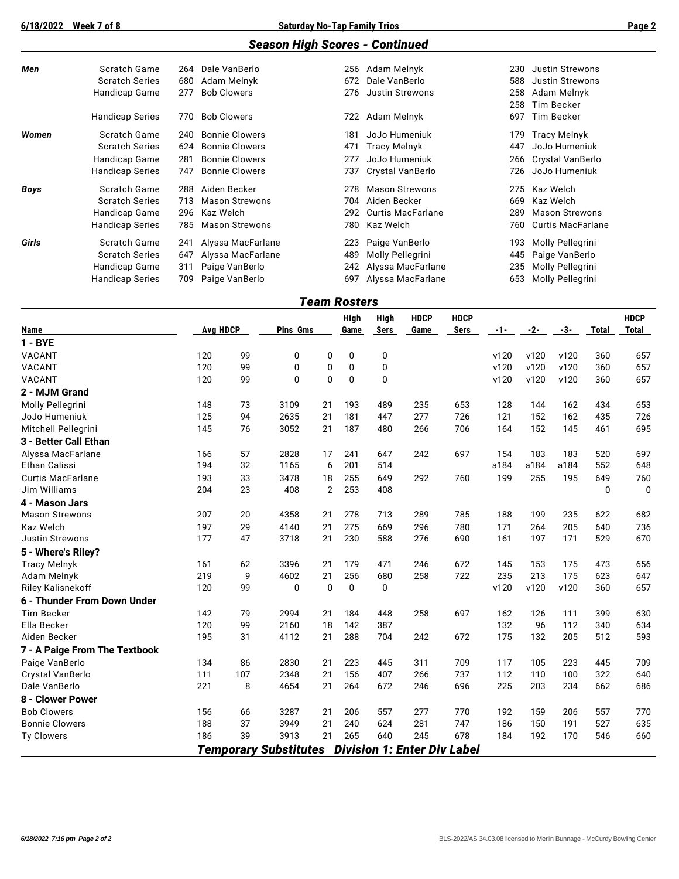## Season High Scores - Continued

| | | | | | | | |
|---|---|---|---|---|---|---|---|
| **Men** | Scratch Game | 264 | Dale VanBerlo | 256 | Adam Melnyk | 230 | Justin Strewons |
| | Scratch Series | 680 | Adam Melnyk | 672 | Dale VanBerlo | 588 | Justin Strewons |
| | Handicap Game | 277 | Bob Clowers | 276 | Justin Strewons | 258 | Adam Melnyk |
| | | | | | | 258 | Tim Becker |
| | Handicap Series | 770 | Bob Clowers | 722 | Adam Melnyk | 697 | Tim Becker |
| **Women** | Scratch Game | 240 | Bonnie Clowers | 181 | JoJo Humeniuk | 179 | Tracy Melnyk |
| | Scratch Series | 624 | Bonnie Clowers | 471 | Tracy Melnyk | 447 | JoJo Humeniuk |
| | Handicap Game | 281 | Bonnie Clowers | 277 | JoJo Humeniuk | 266 | Crystal VanBerlo |
| | Handicap Series | 747 | Bonnie Clowers | 737 | Crystal VanBerlo | 726 | JoJo Humeniuk |
| **Boys** | Scratch Game | 288 | Aiden Becker | 278 | Mason Strewons | 275 | Kaz Welch |
| | Scratch Series | 713 | Mason Strewons | 704 | Aiden Becker | 669 | Kaz Welch |
| | Handicap Game | 296 | Kaz Welch | 292 | Curtis MacFarlane | 289 | Mason Strewons |
| | Handicap Series | 785 | Mason Strewons | 780 | Kaz Welch | 760 | Curtis MacFarlane |
| **Girls** | Scratch Game | 241 | Alyssa MacFarlane | 223 | Paige VanBerlo | 193 | Molly Pellegrini |
| | Scratch Series | 647 | Alyssa MacFarlane | 489 | Molly Pellegrini | 445 | Paige VanBerlo |
| | Handicap Game | 311 | Paige VanBerlo | 242 | Alyssa MacFarlane | 235 | Molly Pellegrini |
| | Handicap Series | 709 | Paige VanBerlo | 697 | Alyssa MacFarlane | 653 | Molly Pellegrini |

## Team Rosters

| Name | Avg | HDCP | Pins | Gms | High Game | High Sers | HDCP Game | HDCP Sers | -1- | -2- | -3- | Total | HDCP Total |
|---|---|---|---|---|---|---|---|---|---|---|---|---|---|
| **1 - BYE** | | | | | | | | | | | | | |
| VACANT | 120 | 99 | 0 | 0 | 0 | 0 | | | v120 | v120 | v120 | 360 | 657 |
| VACANT | 120 | 99 | 0 | 0 | 0 | 0 | | | v120 | v120 | v120 | 360 | 657 |
| VACANT | 120 | 99 | 0 | 0 | 0 | 0 | | | v120 | v120 | v120 | 360 | 657 |
| **2 - MJM Grand** | | | | | | | | | | | | | |
| Molly Pellegrini | 148 | 73 | 3109 | 21 | 193 | 489 | 235 | 653 | 128 | 144 | 162 | 434 | 653 |
| JoJo Humeniuk | 125 | 94 | 2635 | 21 | 181 | 447 | 277 | 726 | 121 | 152 | 162 | 435 | 726 |
| Mitchell Pellegrini | 145 | 76 | 3052 | 21 | 187 | 480 | 266 | 706 | 164 | 152 | 145 | 461 | 695 |
| **3 - Better Call Ethan** | | | | | | | | | | | | | |
| Alyssa MacFarlane | 166 | 57 | 2828 | 17 | 241 | 647 | 242 | 697 | 154 | 183 | 183 | 520 | 697 |
| Ethan Calissi | 194 | 32 | 1165 | 6 | 201 | 514 | | | a184 | a184 | a184 | 552 | 648 |
| Curtis MacFarlane | 193 | 33 | 3478 | 18 | 255 | 649 | 292 | 760 | 199 | 255 | 195 | 649 | 760 |
| Jim Williams | 204 | 23 | 408 | 2 | 253 | 408 | | | | | | 0 | 0 |
| **4 - Mason Jars** | | | | | | | | | | | | | |
| Mason Strewons | 207 | 20 | 4358 | 21 | 278 | 713 | 289 | 785 | 188 | 199 | 235 | 622 | 682 |
| Kaz Welch | 197 | 29 | 4140 | 21 | 275 | 669 | 296 | 780 | 171 | 264 | 205 | 640 | 736 |
| Justin Strewons | 177 | 47 | 3718 | 21 | 230 | 588 | 276 | 690 | 161 | 197 | 171 | 529 | 670 |
| **5 - Where's Riley?** | | | | | | | | | | | | | |
| Tracy Melnyk | 161 | 62 | 3396 | 21 | 179 | 471 | 246 | 672 | 145 | 153 | 175 | 473 | 656 |
| Adam Melnyk | 219 | 9 | 4602 | 21 | 256 | 680 | 258 | 722 | 235 | 213 | 175 | 623 | 647 |
| Riley Kalisnekoff | 120 | 99 | 0 | 0 | 0 | 0 | | | v120 | v120 | v120 | 360 | 657 |
| **6 - Thunder From Down Under** | | | | | | | | | | | | | |
| Tim Becker | 142 | 79 | 2994 | 21 | 184 | 448 | 258 | 697 | 162 | 126 | 111 | 399 | 630 |
| Ella Becker | 120 | 99 | 2160 | 18 | 142 | 387 | | | 132 | 96 | 112 | 340 | 634 |
| Aiden Becker | 195 | 31 | 4112 | 21 | 288 | 704 | 242 | 672 | 175 | 132 | 205 | 512 | 593 |
| **7 - A Paige From The Textbook** | | | | | | | | | | | | | |
| Paige VanBerlo | 134 | 86 | 2830 | 21 | 223 | 445 | 311 | 709 | 117 | 105 | 223 | 445 | 709 |
| Crystal VanBerlo | 111 | 107 | 2348 | 21 | 156 | 407 | 266 | 737 | 112 | 110 | 100 | 322 | 640 |
| Dale VanBerlo | 221 | 8 | 4654 | 21 | 264 | 672 | 246 | 696 | 225 | 203 | 234 | 662 | 686 |
| **8 - Clower Power** | | | | | | | | | | | | | |
| Bob Clowers | 156 | 66 | 3287 | 21 | 206 | 557 | 277 | 770 | 192 | 159 | 206 | 557 | 770 |
| Bonnie Clowers | 188 | 37 | 3949 | 21 | 240 | 624 | 281 | 747 | 186 | 150 | 191 | 527 | 635 |
| Ty Clowers | 186 | 39 | 3913 | 21 | 265 | 640 | 245 | 678 | 184 | 192 | 170 | 546 | 660 |

## Temporary Substitutes Division 1: Enter Div Label